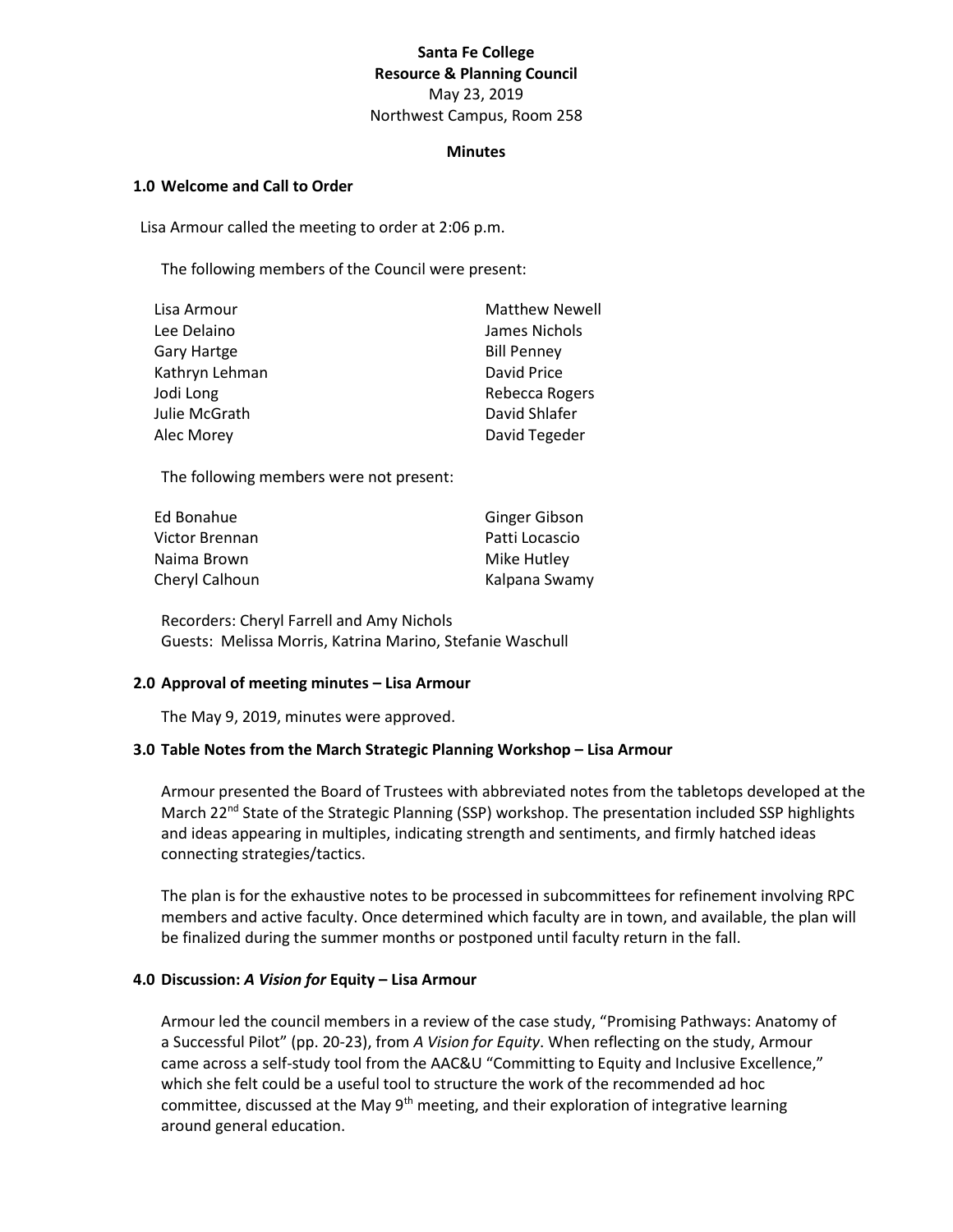**Santa Fe College**
**Resource & Planning Council**
May 23, 2019
Northwest Campus, Room 258

**Minutes**

## 1.0 Welcome and Call to Order

Lisa Armour called the meeting to order at 2:06 p.m.

The following members of the Council were present:

| | |
|---|---|
| Lisa Armour | Matthew Newell |
| Lee Delaino | James Nichols |
| Gary Hartge | Bill Penney |
| Kathryn Lehman | David Price |
| Jodi Long | Rebecca Rogers |
| Julie McGrath | David Shlafer |
| Alec Morey | David Tegeder |

The following members were not present:

| | |
|---|---|
| Ed Bonahue | Ginger Gibson |
| Victor Brennan | Patti Locascio |
| Naima Brown | Mike Hutley |
| Cheryl Calhoun | Kalpana Swamy |

Recorders: Cheryl Farrell and Amy Nichols
Guests: Melissa Morris, Katrina Marino, Stefanie Waschull

## 2.0 Approval of meeting minutes – Lisa Armour

The May 9, 2019, minutes were approved.

## 3.0 Table Notes from the March Strategic Planning Workshop – Lisa Armour

Armour presented the Board of Trustees with abbreviated notes from the tabletops developed at the March 22nd State of the Strategic Planning (SSP) workshop. The presentation included SSP highlights and ideas appearing in multiples, indicating strength and sentiments, and firmly hatched ideas connecting strategies/tactics.

The plan is for the exhaustive notes to be processed in subcommittees for refinement involving RPC members and active faculty. Once determined which faculty are in town, and available, the plan will be finalized during the summer months or postponed until faculty return in the fall.

## 4.0 Discussion: *A Vision for* Equity – Lisa Armour

Armour led the council members in a review of the case study, "Promising Pathways: Anatomy of a Successful Pilot" (pp. 20-23), from *A Vision for Equity*. When reflecting on the study, Armour came across a self-study tool from the AAC&U "Committing to Equity and Inclusive Excellence," which she felt could be a useful tool to structure the work of the recommended ad hoc committee, discussed at the May 9th meeting, and their exploration of integrative learning around general education.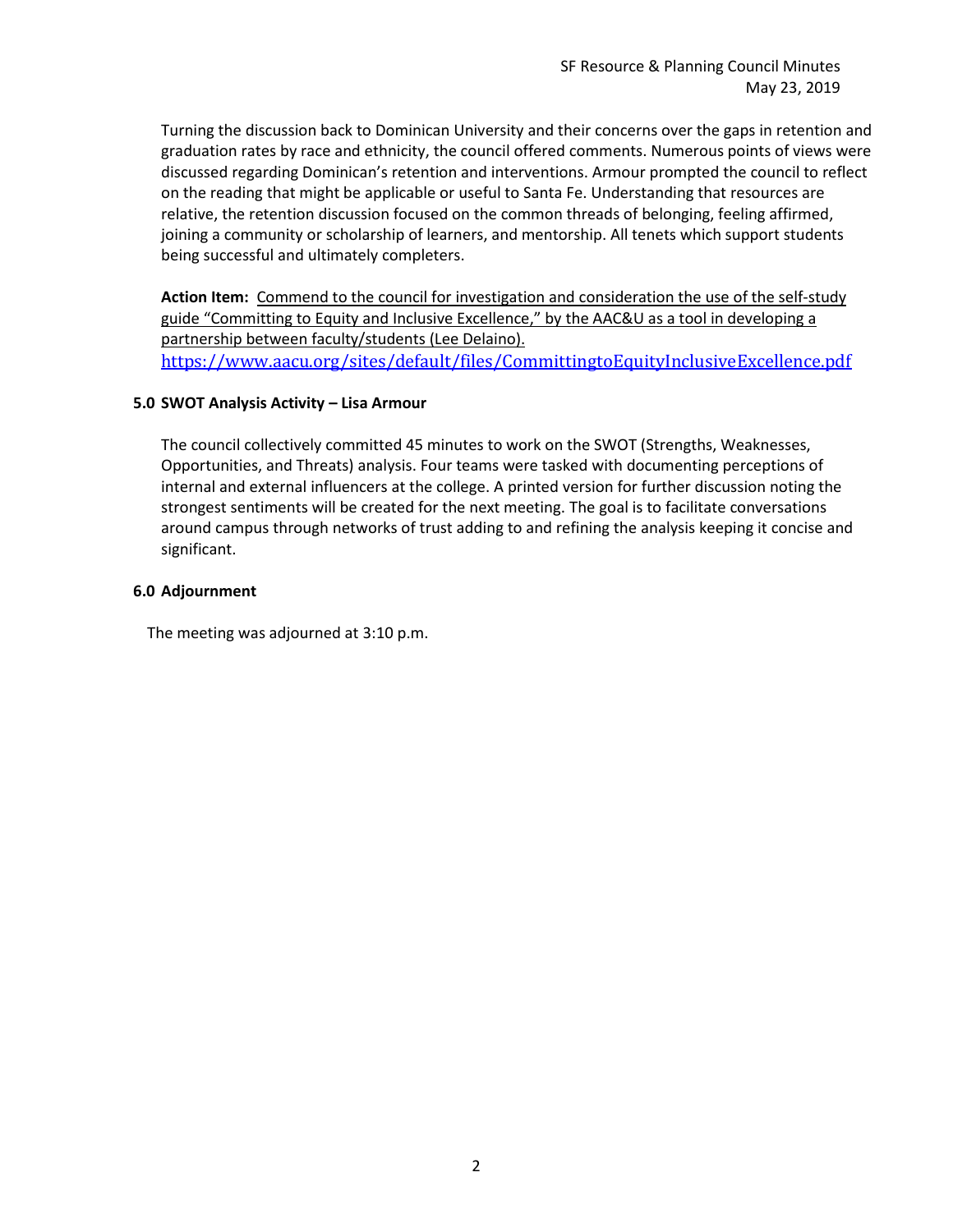Turning the discussion back to Dominican University and their concerns over the gaps in retention and graduation rates by race and ethnicity, the council offered comments. Numerous points of views were discussed regarding Dominican's retention and interventions. Armour prompted the council to reflect on the reading that might be applicable or useful to Santa Fe. Understanding that resources are relative, the retention discussion focused on the common threads of belonging, feeling affirmed, joining a community or scholarship of learners, and mentorship. All tenets which support students being successful and ultimately completers.

**Action Item:** Commend to the council for investigation and consideration the use of the self-study guide "Committing to Equity and Inclusive Excellence," by the AAC&U as a tool in developing a partnership between faculty/students (Lee Delaino).
https://www.aacu.org/sites/default/files/CommittingtoEquityInclusiveExcellence.pdf

## 5.0 SWOT Analysis Activity – Lisa Armour

The council collectively committed 45 minutes to work on the SWOT (Strengths, Weaknesses, Opportunities, and Threats) analysis. Four teams were tasked with documenting perceptions of internal and external influencers at the college. A printed version for further discussion noting the strongest sentiments will be created for the next meeting. The goal is to facilitate conversations around campus through networks of trust adding to and refining the analysis keeping it concise and significant.

## 6.0 Adjournment

The meeting was adjourned at 3:10 p.m.